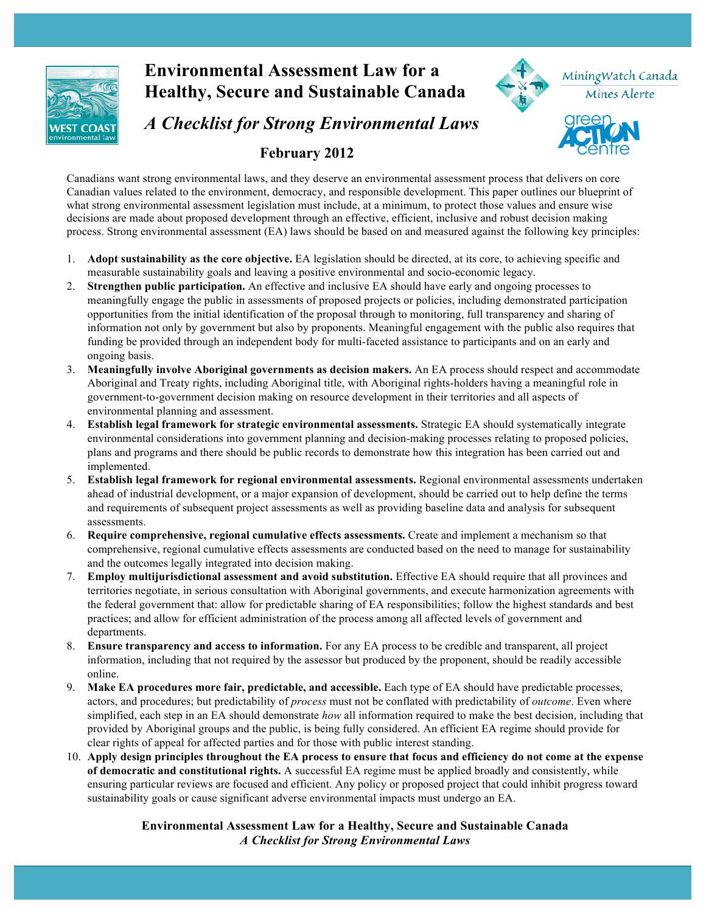# Environmental Assessment Law for a Healthy, Secure and Sustainable Canada

## *A Checklist for Strong Environmental Laws*

**February 2012**

Canadians want strong environmental laws, and they deserve an environmental assessment process that delivers on core Canadian values related to the environment, democracy, and responsible development. This paper outlines our blueprint of what strong environmental assessment legislation must include, at a minimum, to protect those values and ensure wise decisions are made about proposed development through an effective, efficient, inclusive and robust decision making process. Strong environmental assessment (EA) laws should be based on and measured against the following key principles:

1. **Adopt sustainability as the core objective.** EA legislation should be directed, at its core, to achieving specific and measurable sustainability goals and leaving a positive environmental and socio-economic legacy.
2. **Strengthen public participation.** An effective and inclusive EA should have early and ongoing processes to meaningfully engage the public in assessments of proposed projects or policies, including demonstrated participation opportunities from the initial identification of the proposal through to monitoring, full transparency and sharing of information not only by government but also by proponents. Meaningful engagement with the public also requires that funding be provided through an independent body for multi-faceted assistance to participants and on an early and ongoing basis.
3. **Meaningfully involve Aboriginal governments as decision makers.** An EA process should respect and accommodate Aboriginal and Treaty rights, including Aboriginal title, with Aboriginal rights-holders having a meaningful role in government-to-government decision making on resource development in their territories and all aspects of environmental planning and assessment.
4. **Establish legal framework for strategic environmental assessments.** Strategic EA should systematically integrate environmental considerations into government planning and decision-making processes relating to proposed policies, plans and programs and there should be public records to demonstrate how this integration has been carried out and implemented.
5. **Establish legal framework for regional environmental assessments.** Regional environmental assessments undertaken ahead of industrial development, or a major expansion of development, should be carried out to help define the terms and requirements of subsequent project assessments as well as providing baseline data and analysis for subsequent assessments.
6. **Require comprehensive, regional cumulative effects assessments.** Create and implement a mechanism so that comprehensive, regional cumulative effects assessments are conducted based on the need to manage for sustainability and the outcomes legally integrated into decision making.
7. **Employ multijurisdictional assessment and avoid substitution.** Effective EA should require that all provinces and territories negotiate, in serious consultation with Aboriginal governments, and execute harmonization agreements with the federal government that: allow for predictable sharing of EA responsibilities; follow the highest standards and best practices; and allow for efficient administration of the process among all affected levels of government and departments.
8. **Ensure transparency and access to information.** For any EA process to be credible and transparent, all project information, including that not required by the assessor but produced by the proponent, should be readily accessible online.
9. **Make EA procedures more fair, predictable, and accessible.** Each type of EA should have predictable processes, actors, and procedures; but predictability of *process* must not be conflated with predictability of *outcome*. Even where simplified, each step in an EA should demonstrate *how* all information required to make the best decision, including that provided by Aboriginal groups and the public, is being fully considered. An efficient EA regime should provide for clear rights of appeal for affected parties and for those with public interest standing.
10. **Apply design principles throughout the EA process to ensure that focus and efficiency do not come at the expense of democratic and constitutional rights.** A successful EA regime must be applied broadly and consistently, while ensuring particular reviews are focused and efficient. Any policy or proposed project that could inhibit progress toward sustainability goals or cause significant adverse environmental impacts must undergo an EA.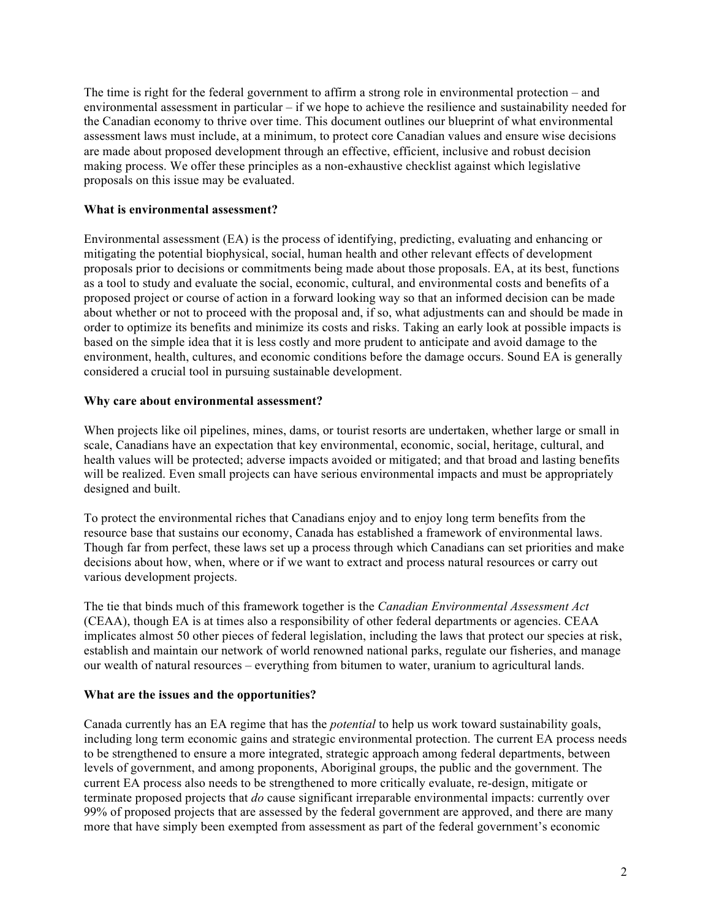The time is right for the federal government to affirm a strong role in environmental protection – and environmental assessment in particular – if we hope to achieve the resilience and sustainability needed for the Canadian economy to thrive over time. This document outlines our blueprint of what environmental assessment laws must include, at a minimum, to protect core Canadian values and ensure wise decisions are made about proposed development through an effective, efficient, inclusive and robust decision making process. We offer these principles as a non-exhaustive checklist against which legislative proposals on this issue may be evaluated.

**What is environmental assessment?**

Environmental assessment (EA) is the process of identifying, predicting, evaluating and enhancing or mitigating the potential biophysical, social, human health and other relevant effects of development proposals prior to decisions or commitments being made about those proposals. EA, at its best, functions as a tool to study and evaluate the social, economic, cultural, and environmental costs and benefits of a proposed project or course of action in a forward looking way so that an informed decision can be made about whether or not to proceed with the proposal and, if so, what adjustments can and should be made in order to optimize its benefits and minimize its costs and risks. Taking an early look at possible impacts is based on the simple idea that it is less costly and more prudent to anticipate and avoid damage to the environment, health, cultures, and economic conditions before the damage occurs. Sound EA is generally considered a crucial tool in pursuing sustainable development.

**Why care about environmental assessment?**

When projects like oil pipelines, mines, dams, or tourist resorts are undertaken, whether large or small in scale, Canadians have an expectation that key environmental, economic, social, heritage, cultural, and health values will be protected; adverse impacts avoided or mitigated; and that broad and lasting benefits will be realized. Even small projects can have serious environmental impacts and must be appropriately designed and built.

To protect the environmental riches that Canadians enjoy and to enjoy long term benefits from the resource base that sustains our economy, Canada has established a framework of environmental laws. Though far from perfect, these laws set up a process through which Canadians can set priorities and make decisions about how, when, where or if we want to extract and process natural resources or carry out various development projects.

The tie that binds much of this framework together is the *Canadian Environmental Assessment Act* (CEAA), though EA is at times also a responsibility of other federal departments or agencies. CEAA implicates almost 50 other pieces of federal legislation, including the laws that protect our species at risk, establish and maintain our network of world renowned national parks, regulate our fisheries, and manage our wealth of natural resources – everything from bitumen to water, uranium to agricultural lands.

**What are the issues and the opportunities?**

Canada currently has an EA regime that has the *potential* to help us work toward sustainability goals, including long term economic gains and strategic environmental protection. The current EA process needs to be strengthened to ensure a more integrated, strategic approach among federal departments, between levels of government, and among proponents, Aboriginal groups, the public and the government. The current EA process also needs to be strengthened to more critically evaluate, re-design, mitigate or terminate proposed projects that *do* cause significant irreparable environmental impacts: currently over 99% of proposed projects that are assessed by the federal government are approved, and there are many more that have simply been exempted from assessment as part of the federal government's economic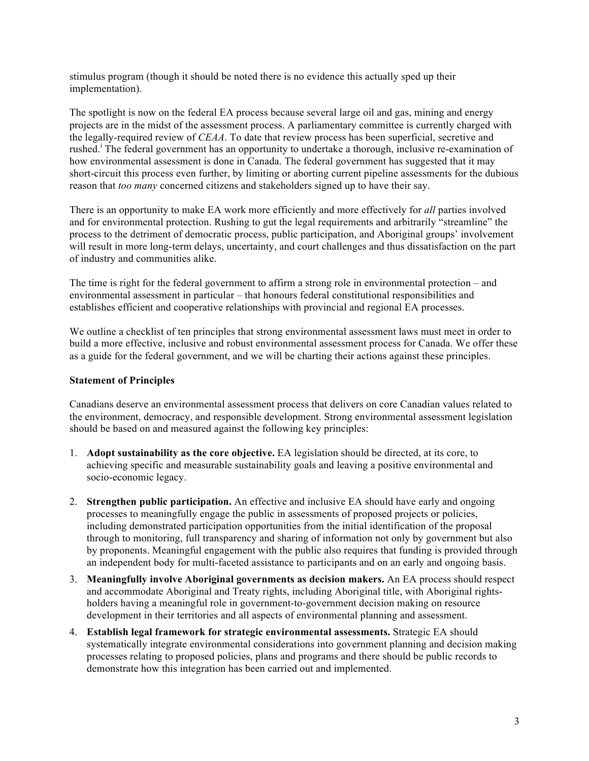stimulus program (though it should be noted there is no evidence this actually sped up their implementation).

The spotlight is now on the federal EA process because several large oil and gas, mining and energy projects are in the midst of the assessment process. A parliamentary committee is currently charged with the legally-required review of *CEAA*. To date that review process has been superficial, secretive and rushed.[i] The federal government has an opportunity to undertake a thorough, inclusive re-examination of how environmental assessment is done in Canada. The federal government has suggested that it may short-circuit this process even further, by limiting or aborting current pipeline assessments for the dubious reason that *too many* concerned citizens and stakeholders signed up to have their say.

There is an opportunity to make EA work more efficiently and more effectively for *all* parties involved and for environmental protection. Rushing to gut the legal requirements and arbitrarily "streamline" the process to the detriment of democratic process, public participation, and Aboriginal groups' involvement will result in more long-term delays, uncertainty, and court challenges and thus dissatisfaction on the part of industry and communities alike.

The time is right for the federal government to affirm a strong role in environmental protection – and environmental assessment in particular – that honours federal constitutional responsibilities and establishes efficient and cooperative relationships with provincial and regional EA processes.

We outline a checklist of ten principles that strong environmental assessment laws must meet in order to build a more effective, inclusive and robust environmental assessment process for Canada. We offer these as a guide for the federal government, and we will be charting their actions against these principles.

**Statement of Principles**

Canadians deserve an environmental assessment process that delivers on core Canadian values related to the environment, democracy, and responsible development. Strong environmental assessment legislation should be based on and measured against the following key principles:

1. **Adopt sustainability as the core objective.** EA legislation should be directed, at its core, to achieving specific and measurable sustainability goals and leaving a positive environmental and socio-economic legacy.
2. **Strengthen public participation.** An effective and inclusive EA should have early and ongoing processes to meaningfully engage the public in assessments of proposed projects or policies, including demonstrated participation opportunities from the initial identification of the proposal through to monitoring, full transparency and sharing of information not only by government but also by proponents. Meaningful engagement with the public also requires that funding is provided through an independent body for multi-faceted assistance to participants and on an early and ongoing basis.
3. **Meaningfully involve Aboriginal governments as decision makers.** An EA process should respect and accommodate Aboriginal and Treaty rights, including Aboriginal title, with Aboriginal rights-holders having a meaningful role in government-to-government decision making on resource development in their territories and all aspects of environmental planning and assessment.
4. **Establish legal framework for strategic environmental assessments.** Strategic EA should systematically integrate environmental considerations into government planning and decision making processes relating to proposed policies, plans and programs and there should be public records to demonstrate how this integration has been carried out and implemented.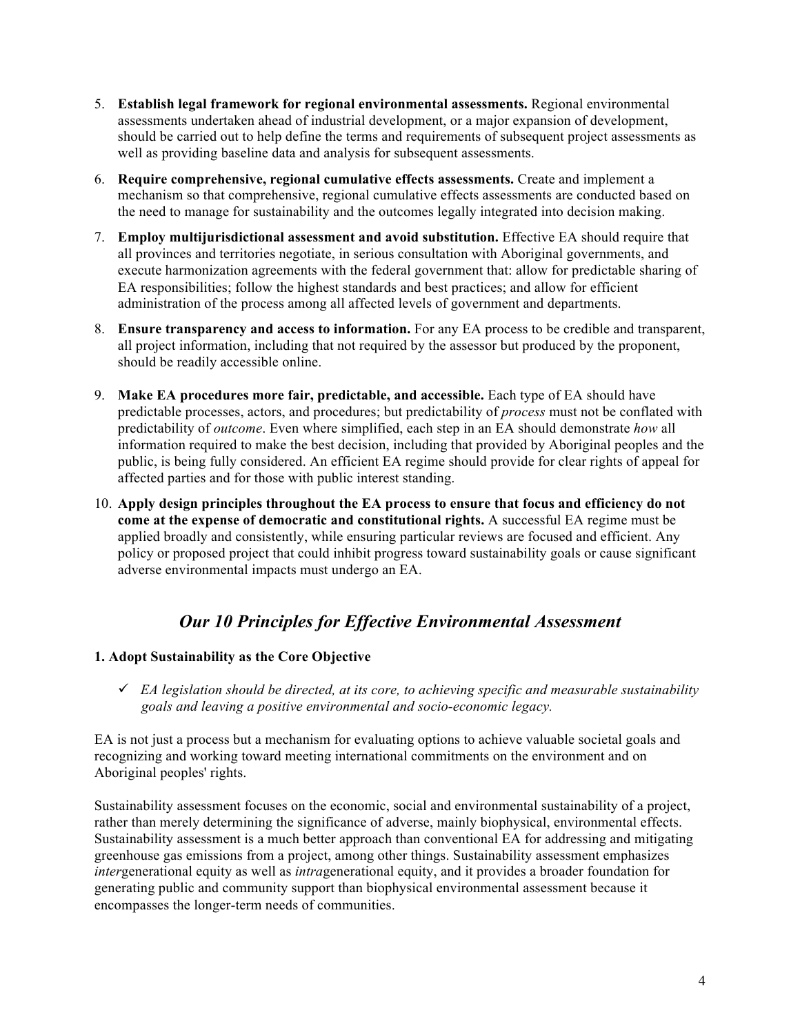5. **Establish legal framework for regional environmental assessments.** Regional environmental assessments undertaken ahead of industrial development, or a major expansion of development, should be carried out to help define the terms and requirements of subsequent project assessments as well as providing baseline data and analysis for subsequent assessments.

6. **Require comprehensive, regional cumulative effects assessments.** Create and implement a mechanism so that comprehensive, regional cumulative effects assessments are conducted based on the need to manage for sustainability and the outcomes legally integrated into decision making.

7. **Employ multijurisdictional assessment and avoid substitution.** Effective EA should require that all provinces and territories negotiate, in serious consultation with Aboriginal governments, and execute harmonization agreements with the federal government that: allow for predictable sharing of EA responsibilities; follow the highest standards and best practices; and allow for efficient administration of the process among all affected levels of government and departments.

8. **Ensure transparency and access to information.** For any EA process to be credible and transparent, all project information, including that not required by the assessor but produced by the proponent, should be readily accessible online.

9. **Make EA procedures more fair, predictable, and accessible.** Each type of EA should have predictable processes, actors, and procedures; but predictability of *process* must not be conflated with predictability of *outcome*. Even where simplified, each step in an EA should demonstrate *how* all information required to make the best decision, including that provided by Aboriginal peoples and the public, is being fully considered. An efficient EA regime should provide for clear rights of appeal for affected parties and for those with public interest standing.

10. **Apply design principles throughout the EA process to ensure that focus and efficiency do not come at the expense of democratic and constitutional rights.** A successful EA regime must be applied broadly and consistently, while ensuring particular reviews are focused and efficient. Any policy or proposed project that could inhibit progress toward sustainability goals or cause significant adverse environmental impacts must undergo an EA.

## *Our 10 Principles for Effective Environmental Assessment*

### 1. Adopt Sustainability as the Core Objective

- ✓ *EA legislation should be directed, at its core, to achieving specific and measurable sustainability goals and leaving a positive environmental and socio-economic legacy.*

EA is not just a process but a mechanism for evaluating options to achieve valuable societal goals and recognizing and working toward meeting international commitments on the environment and on Aboriginal peoples' rights.

Sustainability assessment focuses on the economic, social and environmental sustainability of a project, rather than merely determining the significance of adverse, mainly biophysical, environmental effects. Sustainability assessment is a much better approach than conventional EA for addressing and mitigating greenhouse gas emissions from a project, among other things. Sustainability assessment emphasizes *inter*generational equity as well as *intra*generational equity, and it provides a broader foundation for generating public and community support than biophysical environmental assessment because it encompasses the longer-term needs of communities.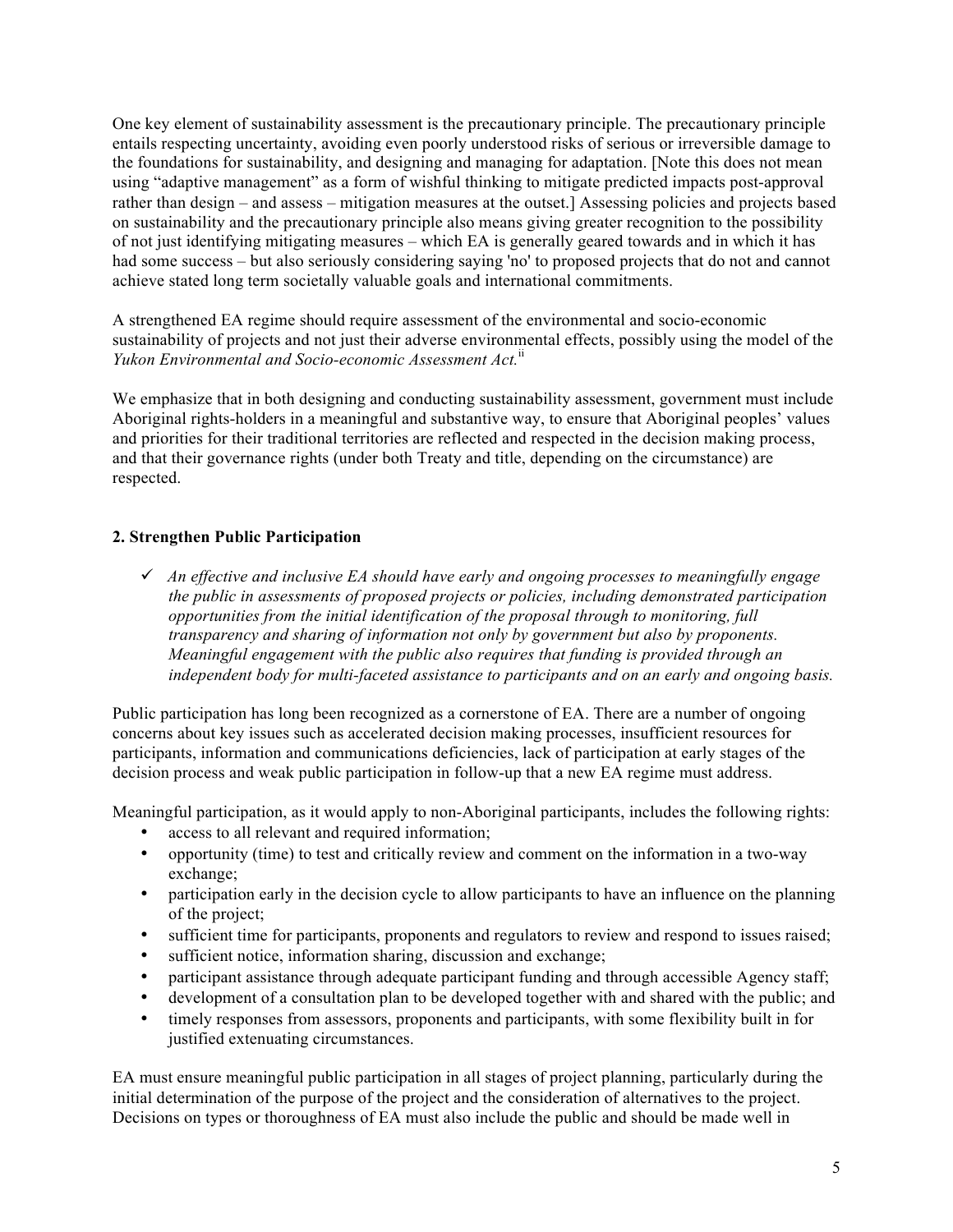One key element of sustainability assessment is the precautionary principle. The precautionary principle entails respecting uncertainty, avoiding even poorly understood risks of serious or irreversible damage to the foundations for sustainability, and designing and managing for adaptation. [Note this does not mean using "adaptive management" as a form of wishful thinking to mitigate predicted impacts post-approval rather than design – and assess – mitigation measures at the outset.] Assessing policies and projects based on sustainability and the precautionary principle also means giving greater recognition to the possibility of not just identifying mitigating measures – which EA is generally geared towards and in which it has had some success – but also seriously considering saying 'no' to proposed projects that do not and cannot achieve stated long term societally valuable goals and international commitments.

A strengthened EA regime should require assessment of the environmental and socio-economic sustainability of projects and not just their adverse environmental effects, possibly using the model of the *Yukon Environmental and Socio-economic Assessment Act.*[ii]

We emphasize that in both designing and conducting sustainability assessment, government must include Aboriginal rights-holders in a meaningful and substantive way, to ensure that Aboriginal peoples' values and priorities for their traditional territories are reflected and respected in the decision making process, and that their governance rights (under both Treaty and title, depending on the circumstance) are respected.

### 2. Strengthen Public Participation

- ✓ *An effective and inclusive EA should have early and ongoing processes to meaningfully engage the public in assessments of proposed projects or policies, including demonstrated participation opportunities from the initial identification of the proposal through to monitoring, full transparency and sharing of information not only by government but also by proponents. Meaningful engagement with the public also requires that funding is provided through an independent body for multi-faceted assistance to participants and on an early and ongoing basis.*

Public participation has long been recognized as a cornerstone of EA. There are a number of ongoing concerns about key issues such as accelerated decision making processes, insufficient resources for participants, information and communications deficiencies, lack of participation at early stages of the decision process and weak public participation in follow-up that a new EA regime must address.

Meaningful participation, as it would apply to non-Aboriginal participants, includes the following rights:

- access to all relevant and required information;
- opportunity (time) to test and critically review and comment on the information in a two-way exchange;
- participation early in the decision cycle to allow participants to have an influence on the planning of the project;
- sufficient time for participants, proponents and regulators to review and respond to issues raised;
- sufficient notice, information sharing, discussion and exchange;
- participant assistance through adequate participant funding and through accessible Agency staff;
- development of a consultation plan to be developed together with and shared with the public; and
- timely responses from assessors, proponents and participants, with some flexibility built in for justified extenuating circumstances.

EA must ensure meaningful public participation in all stages of project planning, particularly during the initial determination of the purpose of the project and the consideration of alternatives to the project. Decisions on types or thoroughness of EA must also include the public and should be made well in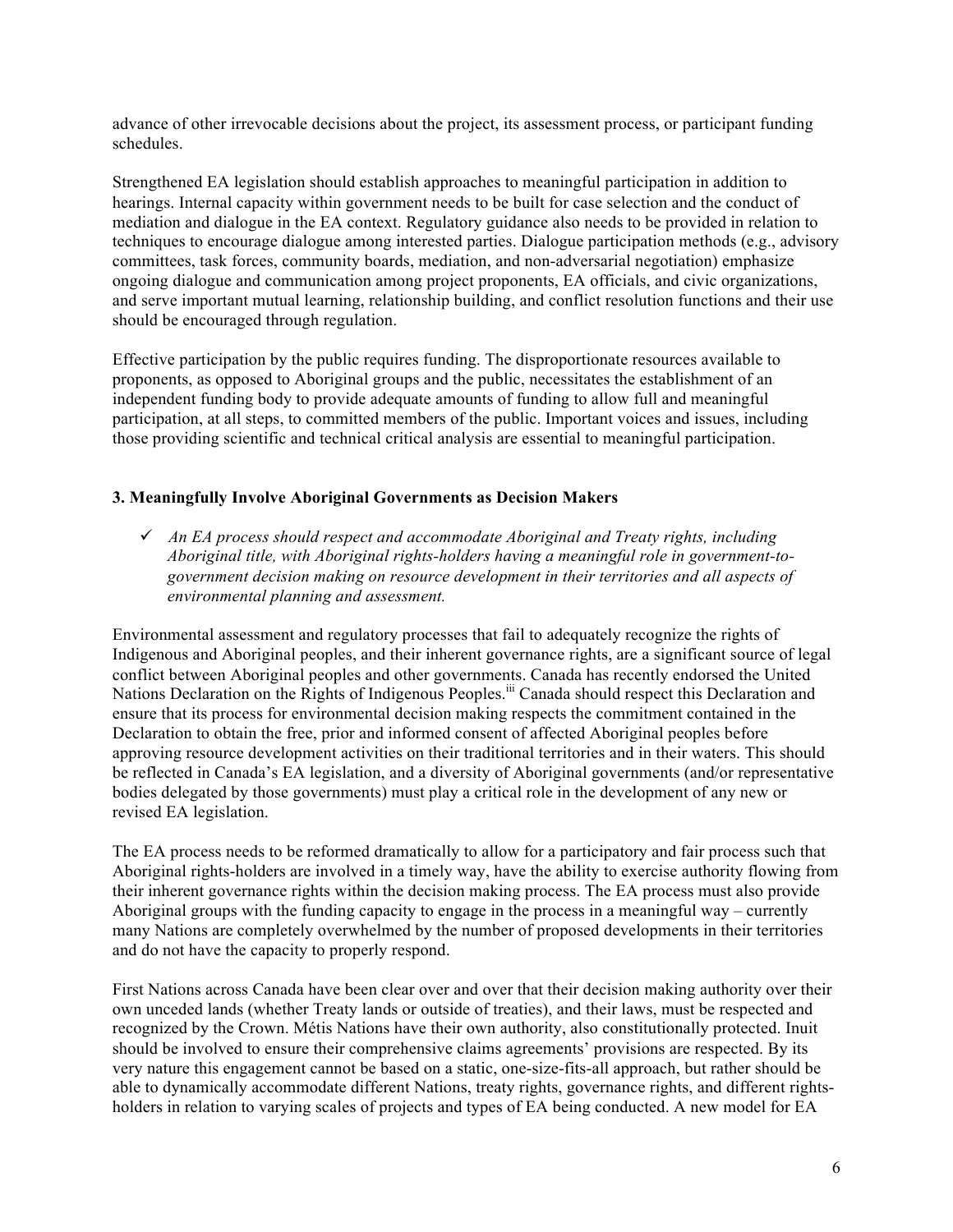advance of other irrevocable decisions about the project, its assessment process, or participant funding schedules.

Strengthened EA legislation should establish approaches to meaningful participation in addition to hearings. Internal capacity within government needs to be built for case selection and the conduct of mediation and dialogue in the EA context. Regulatory guidance also needs to be provided in relation to techniques to encourage dialogue among interested parties. Dialogue participation methods (e.g., advisory committees, task forces, community boards, mediation, and non-adversarial negotiation) emphasize ongoing dialogue and communication among project proponents, EA officials, and civic organizations, and serve important mutual learning, relationship building, and conflict resolution functions and their use should be encouraged through regulation.

Effective participation by the public requires funding. The disproportionate resources available to proponents, as opposed to Aboriginal groups and the public, necessitates the establishment of an independent funding body to provide adequate amounts of funding to allow full and meaningful participation, at all steps, to committed members of the public. Important voices and issues, including those providing scientific and technical critical analysis are essential to meaningful participation.

### 3. Meaningfully Involve Aboriginal Governments as Decision Makers

- ✓ *An EA process should respect and accommodate Aboriginal and Treaty rights, including Aboriginal title, with Aboriginal rights-holders having a meaningful role in government-to-government decision making on resource development in their territories and all aspects of environmental planning and assessment.*

Environmental assessment and regulatory processes that fail to adequately recognize the rights of Indigenous and Aboriginal peoples, and their inherent governance rights, are a significant source of legal conflict between Aboriginal peoples and other governments. Canada has recently endorsed the United Nations Declaration on the Rights of Indigenous Peoples.[iii] Canada should respect this Declaration and ensure that its process for environmental decision making respects the commitment contained in the Declaration to obtain the free, prior and informed consent of affected Aboriginal peoples before approving resource development activities on their traditional territories and in their waters. This should be reflected in Canada's EA legislation, and a diversity of Aboriginal governments (and/or representative bodies delegated by those governments) must play a critical role in the development of any new or revised EA legislation.

The EA process needs to be reformed dramatically to allow for a participatory and fair process such that Aboriginal rights-holders are involved in a timely way, have the ability to exercise authority flowing from their inherent governance rights within the decision making process. The EA process must also provide Aboriginal groups with the funding capacity to engage in the process in a meaningful way – currently many Nations are completely overwhelmed by the number of proposed developments in their territories and do not have the capacity to properly respond.

First Nations across Canada have been clear over and over that their decision making authority over their own unceded lands (whether Treaty lands or outside of treaties), and their laws, must be respected and recognized by the Crown. Métis Nations have their own authority, also constitutionally protected. Inuit should be involved to ensure their comprehensive claims agreements' provisions are respected. By its very nature this engagement cannot be based on a static, one-size-fits-all approach, but rather should be able to dynamically accommodate different Nations, treaty rights, governance rights, and different rights-holders in relation to varying scales of projects and types of EA being conducted. A new model for EA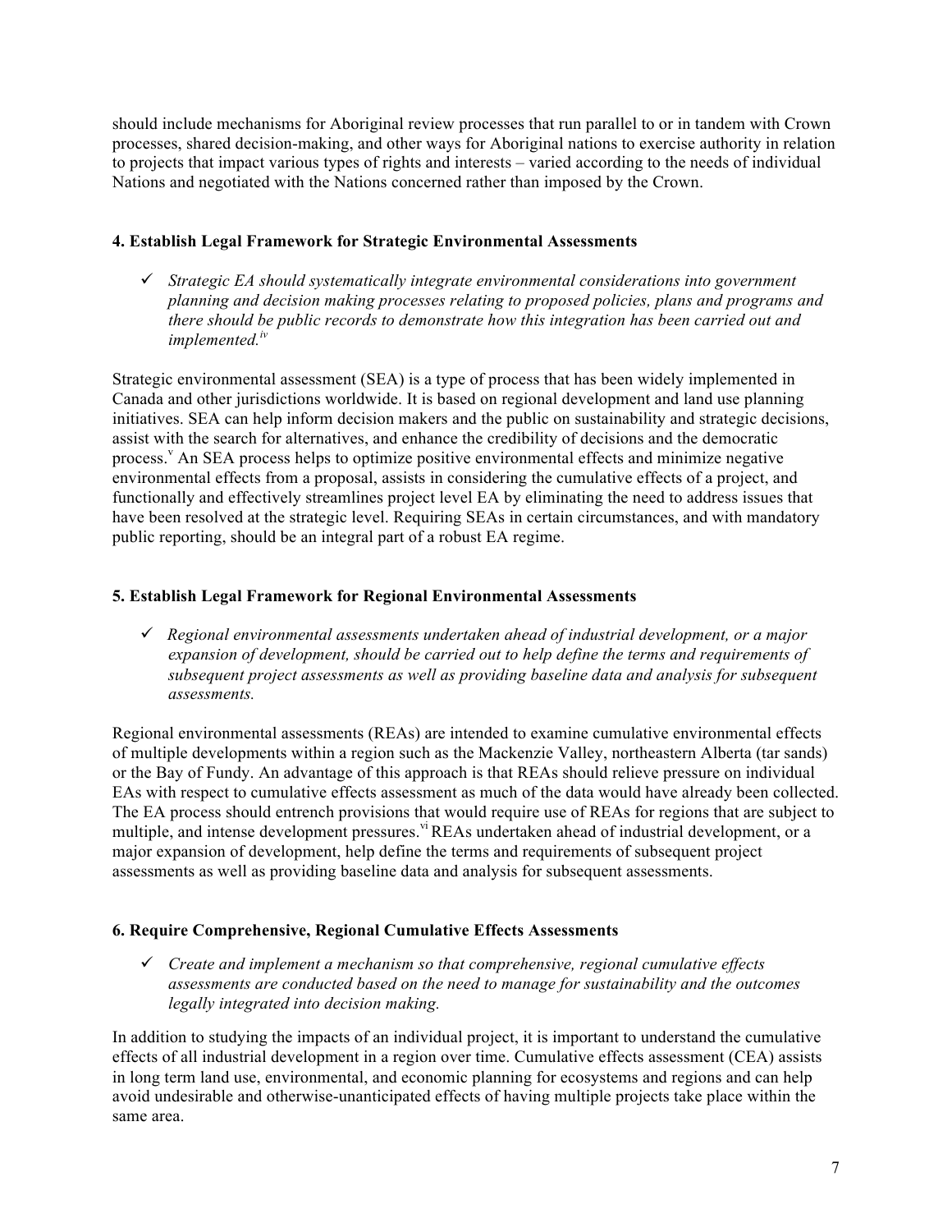should include mechanisms for Aboriginal review processes that run parallel to or in tandem with Crown processes, shared decision-making, and other ways for Aboriginal nations to exercise authority in relation to projects that impact various types of rights and interests – varied according to the needs of individual Nations and negotiated with the Nations concerned rather than imposed by the Crown.

### 4. Establish Legal Framework for Strategic Environmental Assessments

- ✓ *Strategic EA should systematically integrate environmental considerations into government planning and decision making processes relating to proposed policies, plans and programs and there should be public records to demonstrate how this integration has been carried out and implemented.*[iv]

Strategic environmental assessment (SEA) is a type of process that has been widely implemented in Canada and other jurisdictions worldwide. It is based on regional development and land use planning initiatives. SEA can help inform decision makers and the public on sustainability and strategic decisions, assist with the search for alternatives, and enhance the credibility of decisions and the democratic process.[v] An SEA process helps to optimize positive environmental effects and minimize negative environmental effects from a proposal, assists in considering the cumulative effects of a project, and functionally and effectively streamlines project level EA by eliminating the need to address issues that have been resolved at the strategic level. Requiring SEAs in certain circumstances, and with mandatory public reporting, should be an integral part of a robust EA regime.

### 5. Establish Legal Framework for Regional Environmental Assessments

- ✓ *Regional environmental assessments undertaken ahead of industrial development, or a major expansion of development, should be carried out to help define the terms and requirements of subsequent project assessments as well as providing baseline data and analysis for subsequent assessments.*

Regional environmental assessments (REAs) are intended to examine cumulative environmental effects of multiple developments within a region such as the Mackenzie Valley, northeastern Alberta (tar sands) or the Bay of Fundy. An advantage of this approach is that REAs should relieve pressure on individual EAs with respect to cumulative effects assessment as much of the data would have already been collected. The EA process should entrench provisions that would require use of REAs for regions that are subject to multiple, and intense development pressures.[vi] REAs undertaken ahead of industrial development, or a major expansion of development, help define the terms and requirements of subsequent project assessments as well as providing baseline data and analysis for subsequent assessments.

### 6. Require Comprehensive, Regional Cumulative Effects Assessments

- ✓ *Create and implement a mechanism so that comprehensive, regional cumulative effects assessments are conducted based on the need to manage for sustainability and the outcomes legally integrated into decision making.*

In addition to studying the impacts of an individual project, it is important to understand the cumulative effects of all industrial development in a region over time. Cumulative effects assessment (CEA) assists in long term land use, environmental, and economic planning for ecosystems and regions and can help avoid undesirable and otherwise-unanticipated effects of having multiple projects take place within the same area.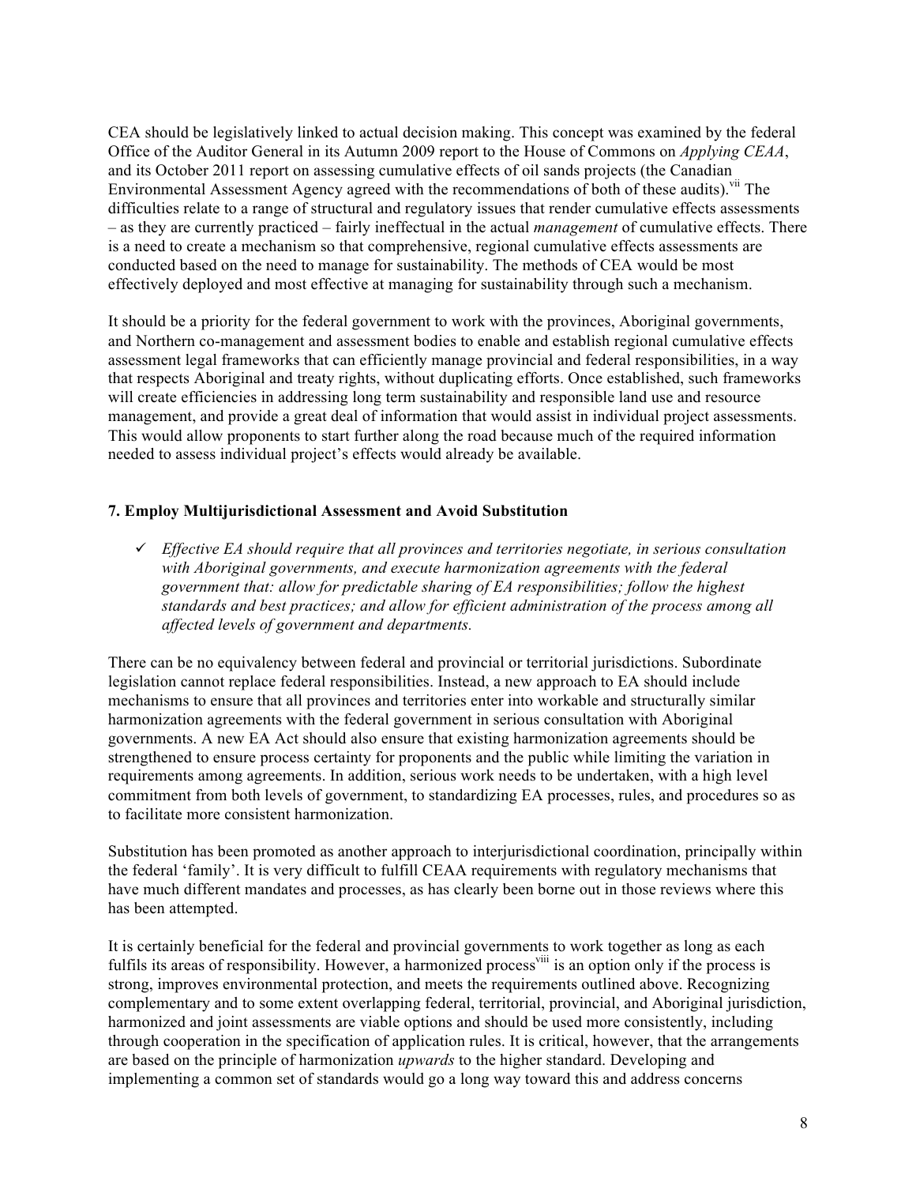CEA should be legislatively linked to actual decision making. This concept was examined by the federal Office of the Auditor General in its Autumn 2009 report to the House of Commons on *Applying CEAA*, and its October 2011 report on assessing cumulative effects of oil sands projects (the Canadian Environmental Assessment Agency agreed with the recommendations of both of these audits).[vii] The difficulties relate to a range of structural and regulatory issues that render cumulative effects assessments – as they are currently practiced – fairly ineffectual in the actual *management* of cumulative effects. There is a need to create a mechanism so that comprehensive, regional cumulative effects assessments are conducted based on the need to manage for sustainability. The methods of CEA would be most effectively deployed and most effective at managing for sustainability through such a mechanism.

It should be a priority for the federal government to work with the provinces, Aboriginal governments, and Northern co-management and assessment bodies to enable and establish regional cumulative effects assessment legal frameworks that can efficiently manage provincial and federal responsibilities, in a way that respects Aboriginal and treaty rights, without duplicating efforts. Once established, such frameworks will create efficiencies in addressing long term sustainability and responsible land use and resource management, and provide a great deal of information that would assist in individual project assessments. This would allow proponents to start further along the road because much of the required information needed to assess individual project's effects would already be available.

#### 7. Employ Multijurisdictional Assessment and Avoid Substitution

- ✓ *Effective EA should require that all provinces and territories negotiate, in serious consultation with Aboriginal governments, and execute harmonization agreements with the federal government that: allow for predictable sharing of EA responsibilities; follow the highest standards and best practices; and allow for efficient administration of the process among all affected levels of government and departments.*

There can be no equivalency between federal and provincial or territorial jurisdictions. Subordinate legislation cannot replace federal responsibilities. Instead, a new approach to EA should include mechanisms to ensure that all provinces and territories enter into workable and structurally similar harmonization agreements with the federal government in serious consultation with Aboriginal governments. A new EA Act should also ensure that existing harmonization agreements should be strengthened to ensure process certainty for proponents and the public while limiting the variation in requirements among agreements. In addition, serious work needs to be undertaken, with a high level commitment from both levels of government, to standardizing EA processes, rules, and procedures so as to facilitate more consistent harmonization.

Substitution has been promoted as another approach to interjurisdictional coordination, principally within the federal 'family'. It is very difficult to fulfill CEAA requirements with regulatory mechanisms that have much different mandates and processes, as has clearly been borne out in those reviews where this has been attempted.

It is certainly beneficial for the federal and provincial governments to work together as long as each fulfils its areas of responsibility. However, a harmonized process[viii] is an option only if the process is strong, improves environmental protection, and meets the requirements outlined above. Recognizing complementary and to some extent overlapping federal, territorial, provincial, and Aboriginal jurisdiction, harmonized and joint assessments are viable options and should be used more consistently, including through cooperation in the specification of application rules. It is critical, however, that the arrangements are based on the principle of harmonization *upwards* to the higher standard. Developing and implementing a common set of standards would go a long way toward this and address concerns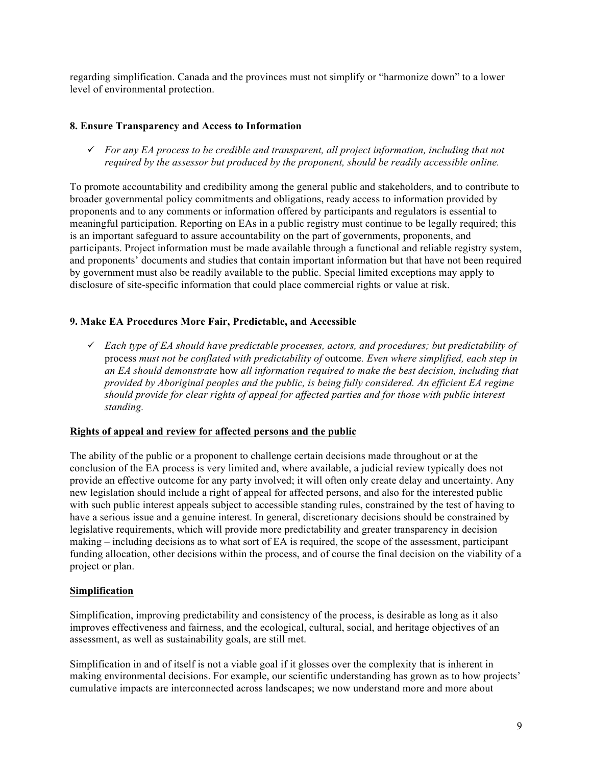regarding simplification. Canada and the provinces must not simplify or "harmonize down" to a lower level of environmental protection.

### 8. Ensure Transparency and Access to Information

- ✓ *For any EA process to be credible and transparent, all project information, including that not required by the assessor but produced by the proponent, should be readily accessible online.*

To promote accountability and credibility among the general public and stakeholders, and to contribute to broader governmental policy commitments and obligations, ready access to information provided by proponents and to any comments or information offered by participants and regulators is essential to meaningful participation. Reporting on EAs in a public registry must continue to be legally required; this is an important safeguard to assure accountability on the part of governments, proponents, and participants. Project information must be made available through a functional and reliable registry system, and proponents' documents and studies that contain important information but that have not been required by government must also be readily available to the public. Special limited exceptions may apply to disclosure of site-specific information that could place commercial rights or value at risk.

### 9. Make EA Procedures More Fair, Predictable, and Accessible

- ✓ *Each type of EA should have predictable processes, actors, and procedures; but predictability of* process *must not be conflated with predictability of* outcome*. Even where simplified, each step in an EA should demonstrate* how *all information required to make the best decision, including that provided by Aboriginal peoples and the public, is being fully considered. An efficient EA regime should provide for clear rights of appeal for affected parties and for those with public interest standing.*

**Rights of appeal and review for affected persons and the public**

The ability of the public or a proponent to challenge certain decisions made throughout or at the conclusion of the EA process is very limited and, where available, a judicial review typically does not provide an effective outcome for any party involved; it will often only create delay and uncertainty. Any new legislation should include a right of appeal for affected persons, and also for the interested public with such public interest appeals subject to accessible standing rules, constrained by the test of having to have a serious issue and a genuine interest. In general, discretionary decisions should be constrained by legislative requirements, which will provide more predictability and greater transparency in decision making – including decisions as to what sort of EA is required, the scope of the assessment, participant funding allocation, other decisions within the process, and of course the final decision on the viability of a project or plan.

**Simplification**

Simplification, improving predictability and consistency of the process, is desirable as long as it also improves effectiveness and fairness, and the ecological, cultural, social, and heritage objectives of an assessment, as well as sustainability goals, are still met.

Simplification in and of itself is not a viable goal if it glosses over the complexity that is inherent in making environmental decisions. For example, our scientific understanding has grown as to how projects' cumulative impacts are interconnected across landscapes; we now understand more and more about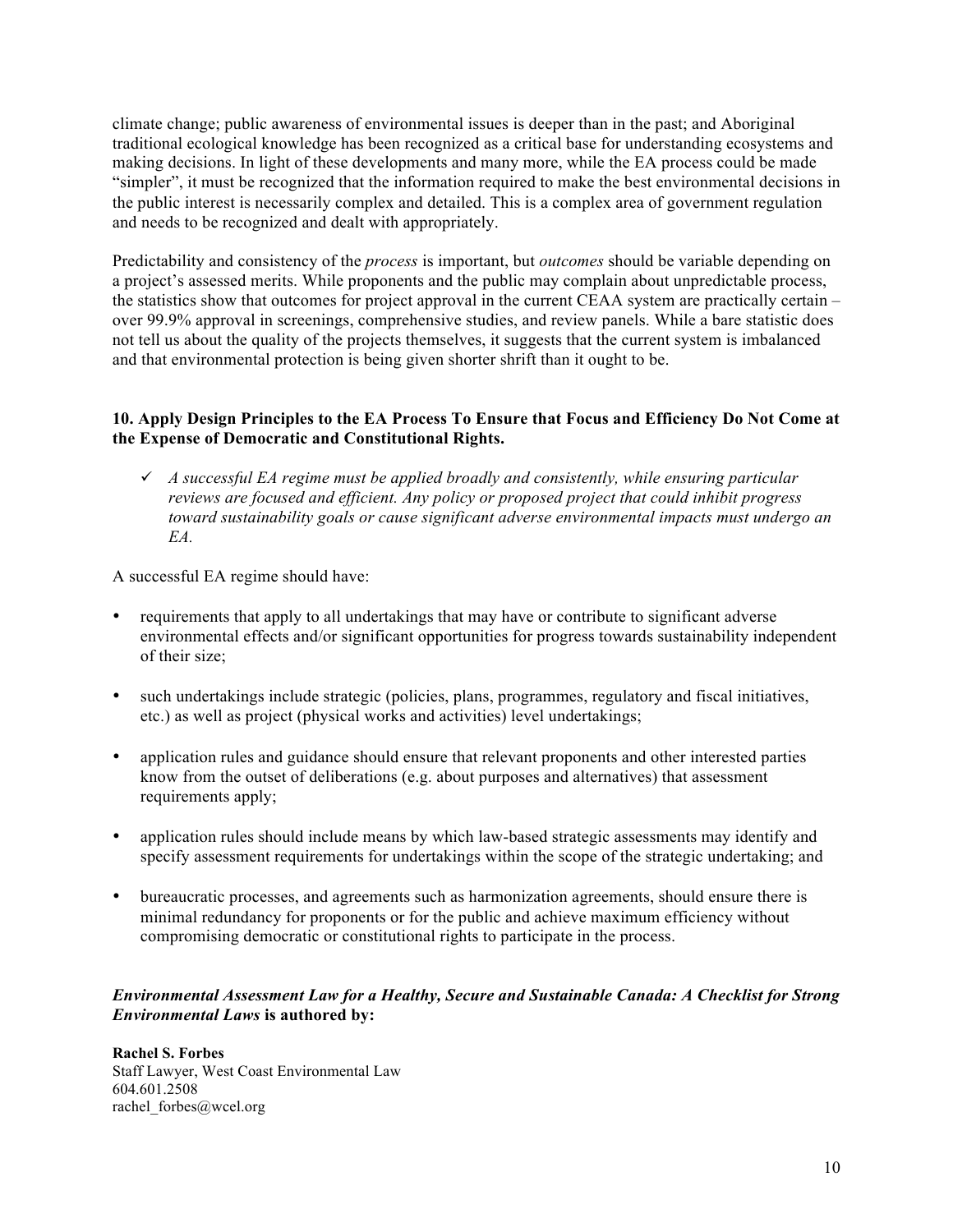climate change; public awareness of environmental issues is deeper than in the past; and Aboriginal traditional ecological knowledge has been recognized as a critical base for understanding ecosystems and making decisions. In light of these developments and many more, while the EA process could be made "simpler", it must be recognized that the information required to make the best environmental decisions in the public interest is necessarily complex and detailed. This is a complex area of government regulation and needs to be recognized and dealt with appropriately.

Predictability and consistency of the *process* is important, but *outcomes* should be variable depending on a project's assessed merits. While proponents and the public may complain about unpredictable process, the statistics show that outcomes for project approval in the current CEAA system are practically certain – over 99.9% approval in screenings, comprehensive studies, and review panels. While a bare statistic does not tell us about the quality of the projects themselves, it suggests that the current system is imbalanced and that environmental protection is being given shorter shrift than it ought to be.

### 10. Apply Design Principles to the EA Process To Ensure that Focus and Efficiency Do Not Come at the Expense of Democratic and Constitutional Rights.

- ✓ *A successful EA regime must be applied broadly and consistently, while ensuring particular reviews are focused and efficient. Any policy or proposed project that could inhibit progress toward sustainability goals or cause significant adverse environmental impacts must undergo an EA.*

A successful EA regime should have:

- requirements that apply to all undertakings that may have or contribute to significant adverse environmental effects and/or significant opportunities for progress towards sustainability independent of their size;
- such undertakings include strategic (policies, plans, programmes, regulatory and fiscal initiatives, etc.) as well as project (physical works and activities) level undertakings;
- application rules and guidance should ensure that relevant proponents and other interested parties know from the outset of deliberations (e.g. about purposes and alternatives) that assessment requirements apply;
- application rules should include means by which law-based strategic assessments may identify and specify assessment requirements for undertakings within the scope of the strategic undertaking; and
- bureaucratic processes, and agreements such as harmonization agreements, should ensure there is minimal redundancy for proponents or for the public and achieve maximum efficiency without compromising democratic or constitutional rights to participate in the process.

***Environmental Assessment Law for a Healthy, Secure and Sustainable Canada: A Checklist for Strong Environmental Laws*** **is authored by:**

**Rachel S. Forbes**
Staff Lawyer, West Coast Environmental Law
604.601.2508
rachel_forbes@wcel.org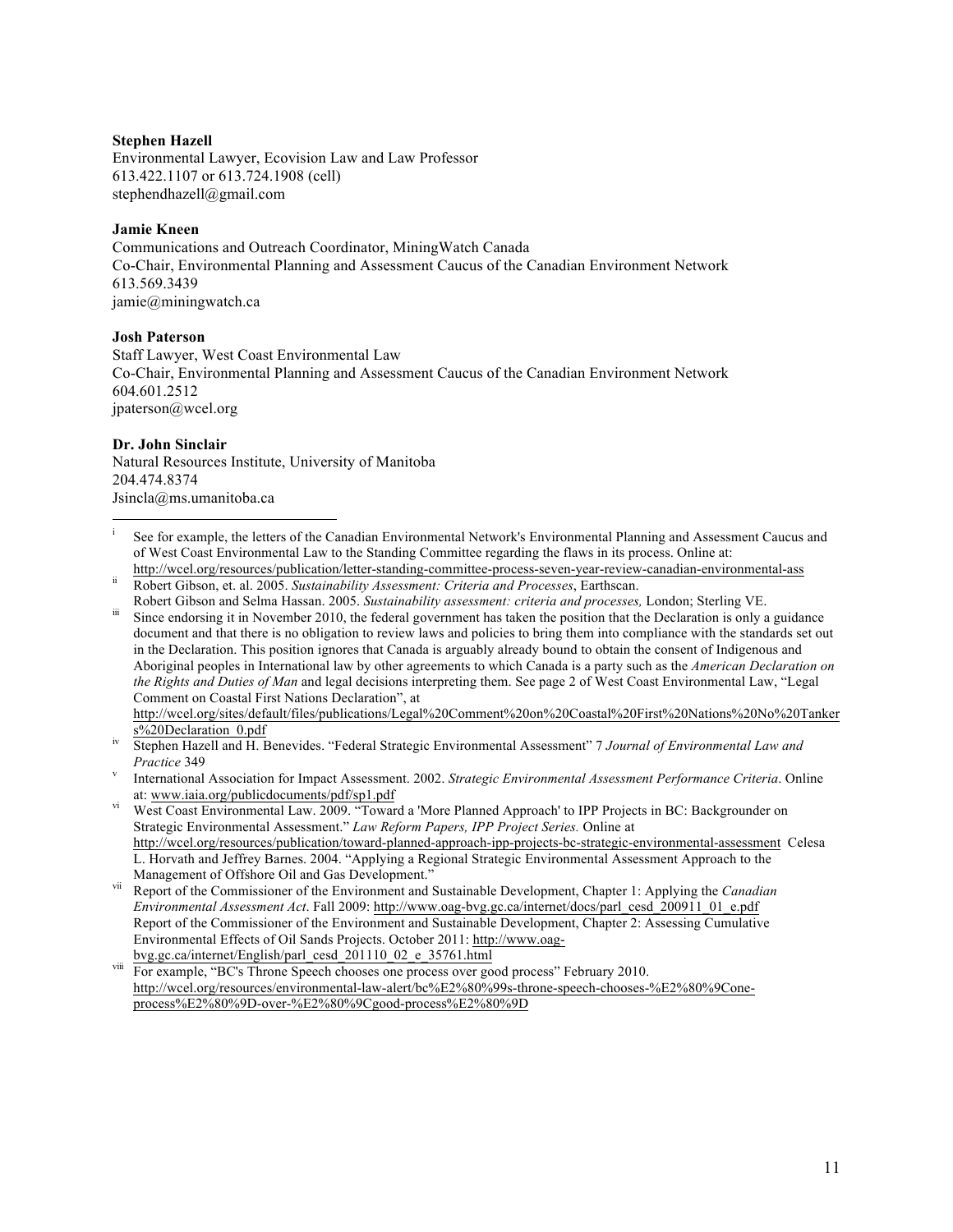**Stephen Hazell**
Environmental Lawyer, Ecovision Law and Law Professor
613.422.1107 or 613.724.1908 (cell)
stephendhazell@gmail.com

**Jamie Kneen**
Communications and Outreach Coordinator, MiningWatch Canada
Co-Chair, Environmental Planning and Assessment Caucus of the Canadian Environment Network
613.569.3439
jamie@miningwatch.ca

**Josh Paterson**
Staff Lawyer, West Coast Environmental Law
Co-Chair, Environmental Planning and Assessment Caucus of the Canadian Environment Network
604.601.2512
jpaterson@wcel.org

**Dr. John Sinclair**
Natural Resources Institute, University of Manitoba
204.474.8374
Jsincla@ms.umanitoba.ca

---

[i] See for example, the letters of the Canadian Environmental Network's Environmental Planning and Assessment Caucus and of West Coast Environmental Law to the Standing Committee regarding the flaws in its process. Online at: http://wcel.org/resources/publication/letter-standing-committee-process-seven-year-review-canadian-environmental-ass

[ii] Robert Gibson, et. al. 2005. *Sustainability Assessment: Criteria and Processes*, Earthscan.
Robert Gibson and Selma Hassan. 2005. *Sustainability assessment: criteria and processes,* London; Sterling VE.

[iii] Since endorsing it in November 2010, the federal government has taken the position that the Declaration is only a guidance document and that there is no obligation to review laws and policies to bring them into compliance with the standards set out in the Declaration. This position ignores that Canada is arguably already bound to obtain the consent of Indigenous and Aboriginal peoples in International law by other agreements to which Canada is a party such as the *American Declaration on the Rights and Duties of Man* and legal decisions interpreting them. See page 2 of West Coast Environmental Law, "Legal Comment on Coastal First Nations Declaration", at http://wcel.org/sites/default/files/publications/Legal%20Comment%20on%20Coastal%20First%20Nations%20No%20Tankers%20Declaration_0.pdf

[iv] Stephen Hazell and H. Benevides. "Federal Strategic Environmental Assessment" 7 *Journal of Environmental Law and Practice* 349

[v] International Association for Impact Assessment. 2002. *Strategic Environmental Assessment Performance Criteria*. Online at: www.iaia.org/publicdocuments/pdf/sp1.pdf

[vi] West Coast Environmental Law. 2009. "Toward a 'More Planned Approach' to IPP Projects in BC: Backgrounder on Strategic Environmental Assessment." *Law Reform Papers, IPP Project Series.* Online at http://wcel.org/resources/publication/toward-planned-approach-ipp-projects-bc-strategic-environmental-assessment Celesa L. Horvath and Jeffrey Barnes. 2004. "Applying a Regional Strategic Environmental Assessment Approach to the Management of Offshore Oil and Gas Development."

[vii] Report of the Commissioner of the Environment and Sustainable Development, Chapter 1: Applying the *Canadian Environmental Assessment Act*. Fall 2009: http://www.oag-bvg.gc.ca/internet/docs/parl_cesd_200911_01_e.pdf
Report of the Commissioner of the Environment and Sustainable Development, Chapter 2: Assessing Cumulative Environmental Effects of Oil Sands Projects. October 2011: http://www.oag-bvg.gc.ca/internet/English/parl_cesd_201110_02_e_35761.html

[viii] For example, "BC's Throne Speech chooses one process over good process" February 2010. http://wcel.org/resources/environmental-law-alert/bc%E2%80%99s-throne-speech-chooses-%E2%80%9Cone-process%E2%80%9D-over-%E2%80%9Cgood-process%E2%80%9D